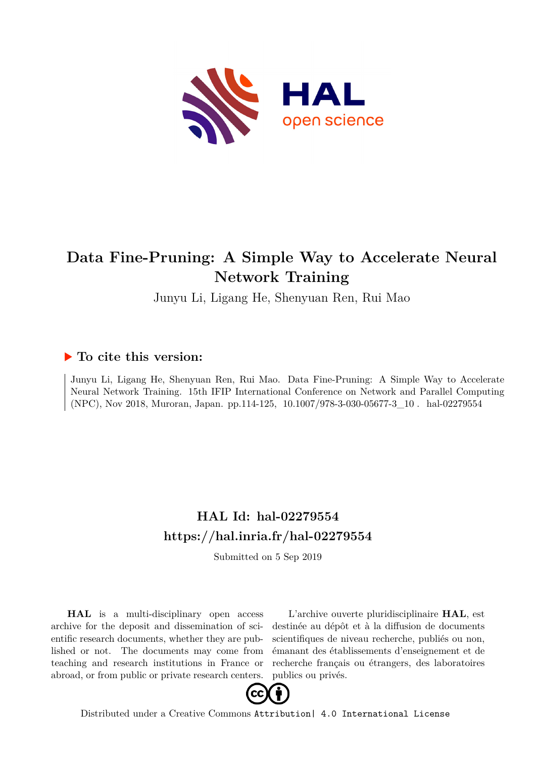# Data Fine-Pruning: A Simple Way to Accelerate Neural Network Training

Junyu Li, Ligang He, Shenyuan Ren, Rui Mao

## ▶ To cite this version:

Junyu Li, Ligang He, Shenyuan Ren, Rui Mao. Data Fine-Pruning: A Simple Way to Accelerate Neural Network Training. 15th IFIP International Conference on Network and Parallel Computing (NPC), Nov 2018, Muroran, Japan. pp.114-125, 10.1007/978-3-030-05677-3_10 . hal-02279554

## HAL Id: hal-02279554

## https://hal.inria.fr/hal-02279554

Submitted on 5 Sep 2019

**HAL** is a multi-disciplinary open access archive for the deposit and dissemination of scientific research documents, whether they are published or not. The documents may come from teaching and research institutions in France or abroad, or from public or private research centers.

L'archive ouverte pluridisciplinaire **HAL**, est destinée au dépôt et à la diffusion de documents scientifiques de niveau recherche, publiés ou non, émanant des établissements d'enseignement et de recherche français ou étrangers, des laboratoires publics ou privés.

Distributed under a Creative Commons Attribution| 4.0 International License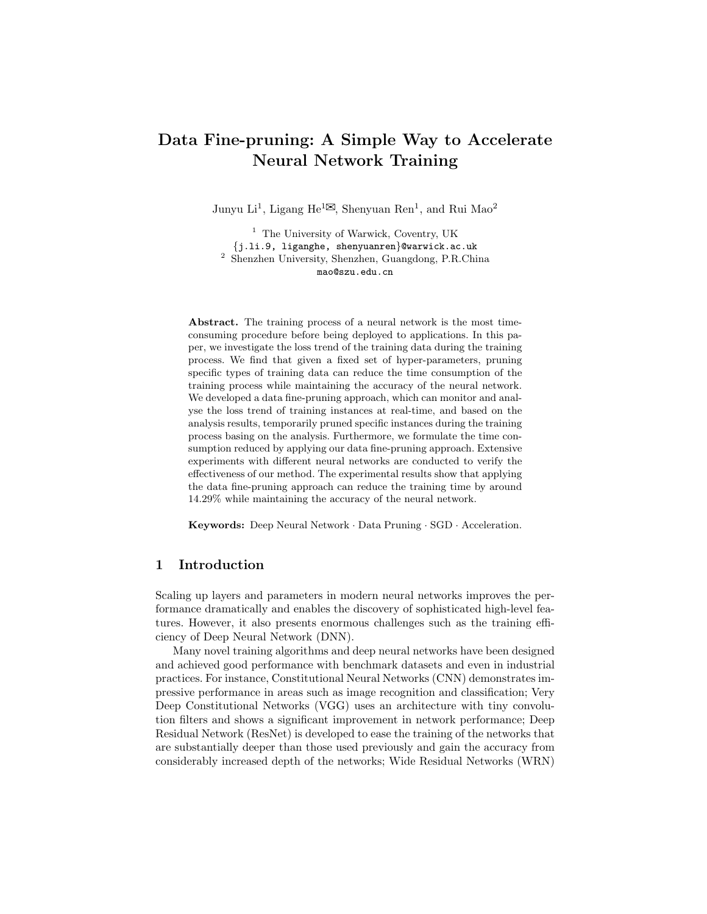# Data Fine-pruning: A Simple Way to Accelerate Neural Network Training

Junyu Li[1], Ligang He[1]✉, Shenyuan Ren[1], and Rui Mao[2]

[1] The University of Warwick, Coventry, UK
{j.li.9, liganghe, shenyuanren}@warwick.ac.uk
[2] Shenzhen University, Shenzhen, Guangdong, P.R.China
mao@szu.edu.cn

**Abstract.** The training process of a neural network is the most time-consuming procedure before being deployed to applications. In this paper, we investigate the loss trend of the training data during the training process. We find that given a fixed set of hyper-parameters, pruning specific types of training data can reduce the time consumption of the training process while maintaining the accuracy of the neural network. We developed a data fine-pruning approach, which can monitor and analyse the loss trend of training instances at real-time, and based on the analysis results, temporarily pruned specific instances during the training process basing on the analysis. Furthermore, we formulate the time consumption reduced by applying our data fine-pruning approach. Extensive experiments with different neural networks are conducted to verify the effectiveness of our method. The experimental results show that applying the data fine-pruning approach can reduce the training time by around 14.29% while maintaining the accuracy of the neural network.

**Keywords:** Deep Neural Network · Data Pruning · SGD · Acceleration.

## 1 Introduction

Scaling up layers and parameters in modern neural networks improves the performance dramatically and enables the discovery of sophisticated high-level features. However, it also presents enormous challenges such as the training efficiency of Deep Neural Network (DNN).

Many novel training algorithms and deep neural networks have been designed and achieved good performance with benchmark datasets and even in industrial practices. For instance, Constitutional Neural Networks (CNN) demonstrates impressive performance in areas such as image recognition and classification; Very Deep Constitutional Networks (VGG) uses an architecture with tiny convolution filters and shows a significant improvement in network performance; Deep Residual Network (ResNet) is developed to ease the training of the networks that are substantially deeper than those used previously and gain the accuracy from considerably increased depth of the networks; Wide Residual Networks (WRN)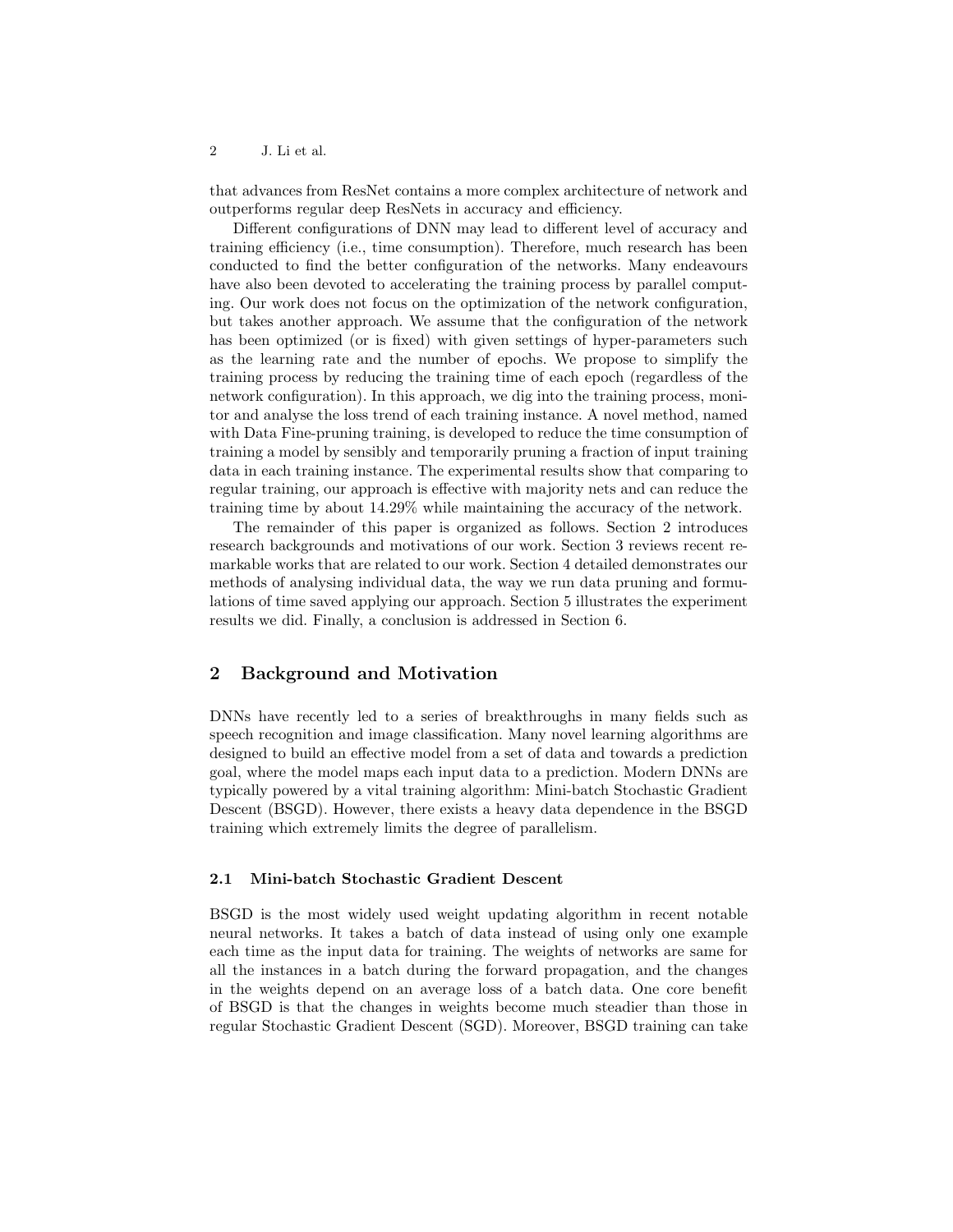that advances from ResNet contains a more complex architecture of network and outperforms regular deep ResNets in accuracy and efficiency.

Different configurations of DNN may lead to different level of accuracy and training efficiency (i.e., time consumption). Therefore, much research has been conducted to find the better configuration of the networks. Many endeavours have also been devoted to accelerating the training process by parallel computing. Our work does not focus on the optimization of the network configuration, but takes another approach. We assume that the configuration of the network has been optimized (or is fixed) with given settings of hyper-parameters such as the learning rate and the number of epochs. We propose to simplify the training process by reducing the training time of each epoch (regardless of the network configuration). In this approach, we dig into the training process, monitor and analyse the loss trend of each training instance. A novel method, named with Data Fine-pruning training, is developed to reduce the time consumption of training a model by sensibly and temporarily pruning a fraction of input training data in each training instance. The experimental results show that comparing to regular training, our approach is effective with majority nets and can reduce the training time by about 14.29% while maintaining the accuracy of the network.

The remainder of this paper is organized as follows. Section 2 introduces research backgrounds and motivations of our work. Section 3 reviews recent remarkable works that are related to our work. Section 4 detailed demonstrates our methods of analysing individual data, the way we run data pruning and formulations of time saved applying our approach. Section 5 illustrates the experiment results we did. Finally, a conclusion is addressed in Section 6.

## 2 Background and Motivation

DNNs have recently led to a series of breakthroughs in many fields such as speech recognition and image classification. Many novel learning algorithms are designed to build an effective model from a set of data and towards a prediction goal, where the model maps each input data to a prediction. Modern DNNs are typically powered by a vital training algorithm: Mini-batch Stochastic Gradient Descent (BSGD). However, there exists a heavy data dependence in the BSGD training which extremely limits the degree of parallelism.

### 2.1 Mini-batch Stochastic Gradient Descent

BSGD is the most widely used weight updating algorithm in recent notable neural networks. It takes a batch of data instead of using only one example each time as the input data for training. The weights of networks are same for all the instances in a batch during the forward propagation, and the changes in the weights depend on an average loss of a batch data. One core benefit of BSGD is that the changes in weights become much steadier than those in regular Stochastic Gradient Descent (SGD). Moreover, BSGD training can take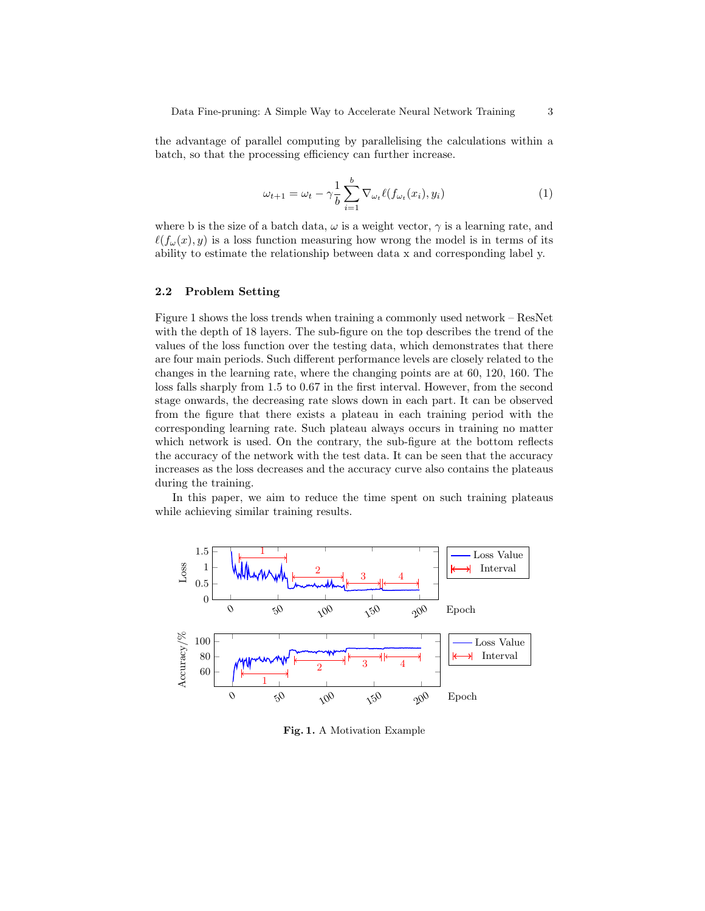the advantage of parallel computing by parallelising the calculations within a batch, so that the processing efficiency can further increase.

$$\omega_{t+1} = \omega_t - \gamma \frac{1}{b} \sum_{i=1}^{b} \nabla_{\omega_t} \ell(f_{\omega_t}(x_i), y_i) \tag{1}$$

where b is the size of a batch data, $\omega$ is a weight vector, $\gamma$ is a learning rate, and $\ell(f_\omega(x), y)$ is a loss function measuring how wrong the model is in terms of its ability to estimate the relationship between data x and corresponding label y.

### 2.2 Problem Setting

Figure 1 shows the loss trends when training a commonly used network – ResNet with the depth of 18 layers. The sub-figure on the top describes the trend of the values of the loss function over the testing data, which demonstrates that there are four main periods. Such different performance levels are closely related to the changes in the learning rate, where the changing points are at 60, 120, 160. The loss falls sharply from 1.5 to 0.67 in the first interval. However, from the second stage onwards, the decreasing rate slows down in each part. It can be observed from the figure that there exists a plateau in each training period with the corresponding learning rate. Such plateau always occurs in training no matter which network is used. On the contrary, the sub-figure at the bottom reflects the accuracy of the network with the test data. It can be seen that the accuracy increases as the loss decreases and the accuracy curve also contains the plateaus during the training.

In this paper, we aim to reduce the time spent on such training plateaus while achieving similar training results.

**Fig. 1.** A Motivation Example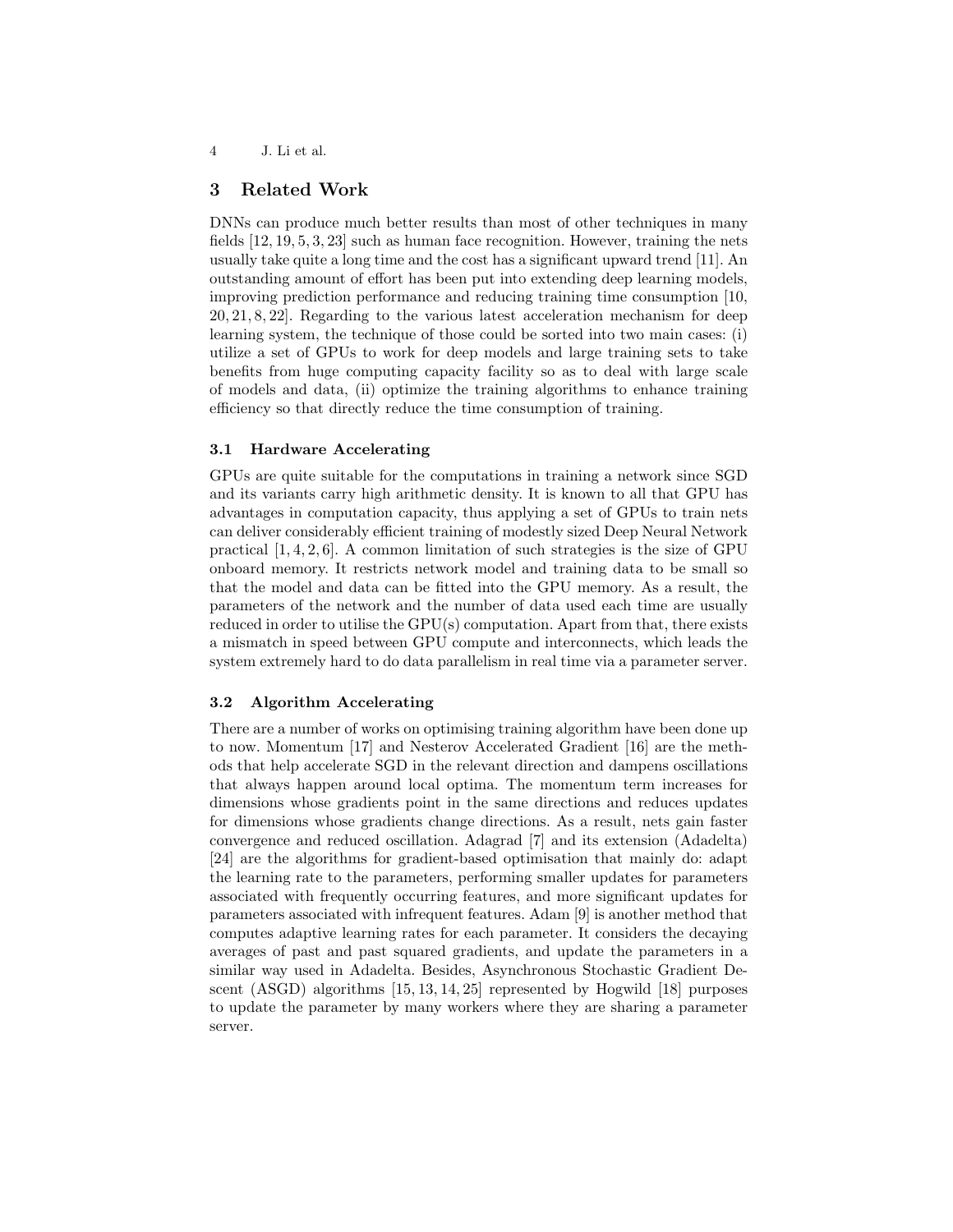## 3 Related Work

DNNs can produce much better results than most of other techniques in many fields [12, 19, 5, 3, 23] such as human face recognition. However, training the nets usually take quite a long time and the cost has a significant upward trend [11]. An outstanding amount of effort has been put into extending deep learning models, improving prediction performance and reducing training time consumption [10, 20, 21, 8, 22]. Regarding to the various latest acceleration mechanism for deep learning system, the technique of those could be sorted into two main cases: (i) utilize a set of GPUs to work for deep models and large training sets to take benefits from huge computing capacity facility so as to deal with large scale of models and data, (ii) optimize the training algorithms to enhance training efficiency so that directly reduce the time consumption of training.

### 3.1 Hardware Accelerating

GPUs are quite suitable for the computations in training a network since SGD and its variants carry high arithmetic density. It is known to all that GPU has advantages in computation capacity, thus applying a set of GPUs to train nets can deliver considerably efficient training of modestly sized Deep Neural Network practical [1, 4, 2, 6]. A common limitation of such strategies is the size of GPU onboard memory. It restricts network model and training data to be small so that the model and data can be fitted into the GPU memory. As a result, the parameters of the network and the number of data used each time are usually reduced in order to utilise the GPU(s) computation. Apart from that, there exists a mismatch in speed between GPU compute and interconnects, which leads the system extremely hard to do data parallelism in real time via a parameter server.

### 3.2 Algorithm Accelerating

There are a number of works on optimising training algorithm have been done up to now. Momentum [17] and Nesterov Accelerated Gradient [16] are the methods that help accelerate SGD in the relevant direction and dampens oscillations that always happen around local optima. The momentum term increases for dimensions whose gradients point in the same directions and reduces updates for dimensions whose gradients change directions. As a result, nets gain faster convergence and reduced oscillation. Adagrad [7] and its extension (Adadelta) [24] are the algorithms for gradient-based optimisation that mainly do: adapt the learning rate to the parameters, performing smaller updates for parameters associated with frequently occurring features, and more significant updates for parameters associated with infrequent features. Adam [9] is another method that computes adaptive learning rates for each parameter. It considers the decaying averages of past and past squared gradients, and update the parameters in a similar way used in Adadelta. Besides, Asynchronous Stochastic Gradient Descent (ASGD) algorithms [15, 13, 14, 25] represented by Hogwild [18] purposes to update the parameter by many workers where they are sharing a parameter server.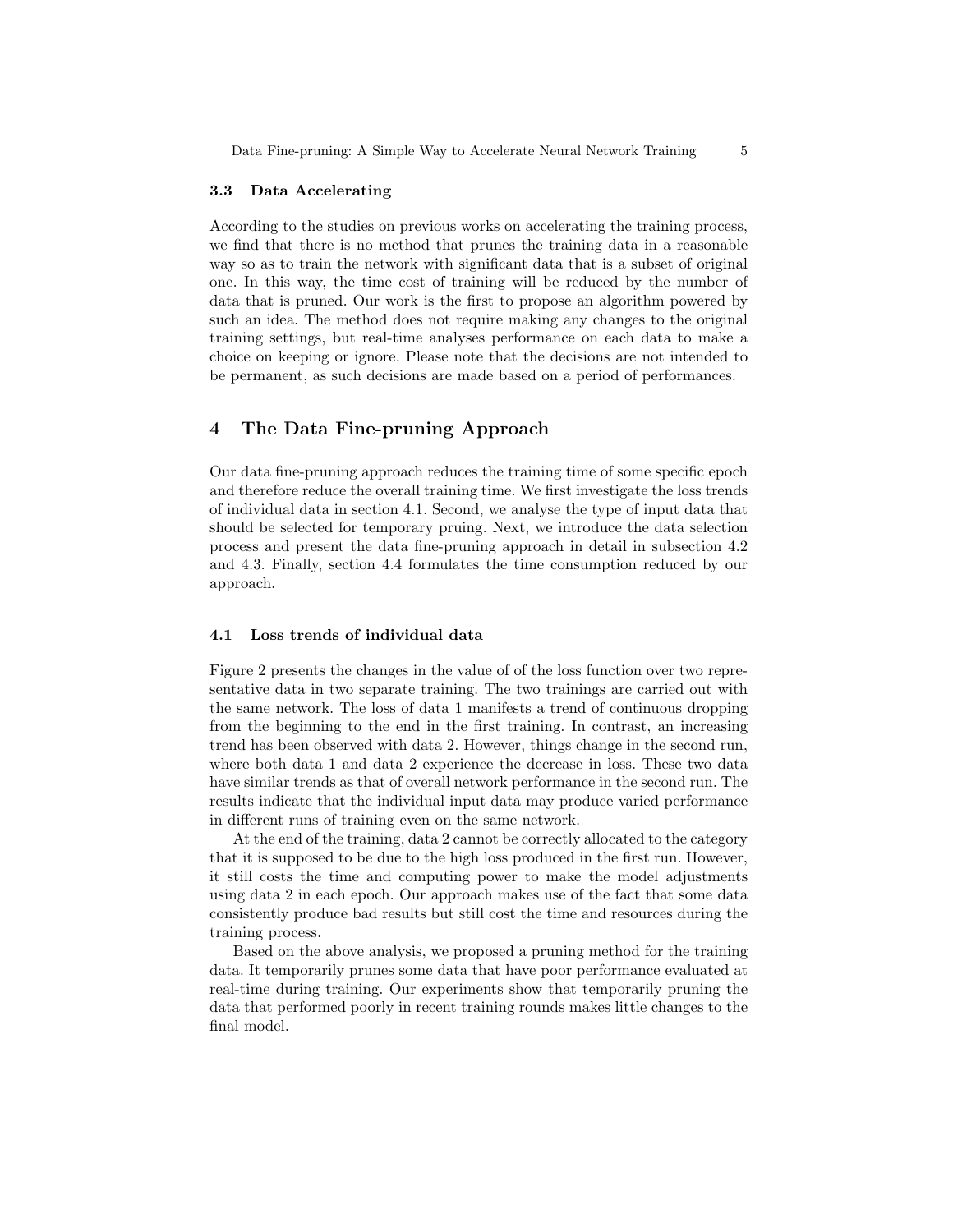### 3.3 Data Accelerating

According to the studies on previous works on accelerating the training process, we find that there is no method that prunes the training data in a reasonable way so as to train the network with significant data that is a subset of original one. In this way, the time cost of training will be reduced by the number of data that is pruned. Our work is the first to propose an algorithm powered by such an idea. The method does not require making any changes to the original training settings, but real-time analyses performance on each data to make a choice on keeping or ignore. Please note that the decisions are not intended to be permanent, as such decisions are made based on a period of performances.

## 4 The Data Fine-pruning Approach

Our data fine-pruning approach reduces the training time of some specific epoch and therefore reduce the overall training time. We first investigate the loss trends of individual data in section 4.1. Second, we analyse the type of input data that should be selected for temporary pruing. Next, we introduce the data selection process and present the data fine-pruning approach in detail in subsection 4.2 and 4.3. Finally, section 4.4 formulates the time consumption reduced by our approach.

### 4.1 Loss trends of individual data

Figure 2 presents the changes in the value of of the loss function over two representative data in two separate training. The two trainings are carried out with the same network. The loss of data 1 manifests a trend of continuous dropping from the beginning to the end in the first training. In contrast, an increasing trend has been observed with data 2. However, things change in the second run, where both data 1 and data 2 experience the decrease in loss. These two data have similar trends as that of overall network performance in the second run. The results indicate that the individual input data may produce varied performance in different runs of training even on the same network.

At the end of the training, data 2 cannot be correctly allocated to the category that it is supposed to be due to the high loss produced in the first run. However, it still costs the time and computing power to make the model adjustments using data 2 in each epoch. Our approach makes use of the fact that some data consistently produce bad results but still cost the time and resources during the training process.

Based on the above analysis, we proposed a pruning method for the training data. It temporarily prunes some data that have poor performance evaluated at real-time during training. Our experiments show that temporarily pruning the data that performed poorly in recent training rounds makes little changes to the final model.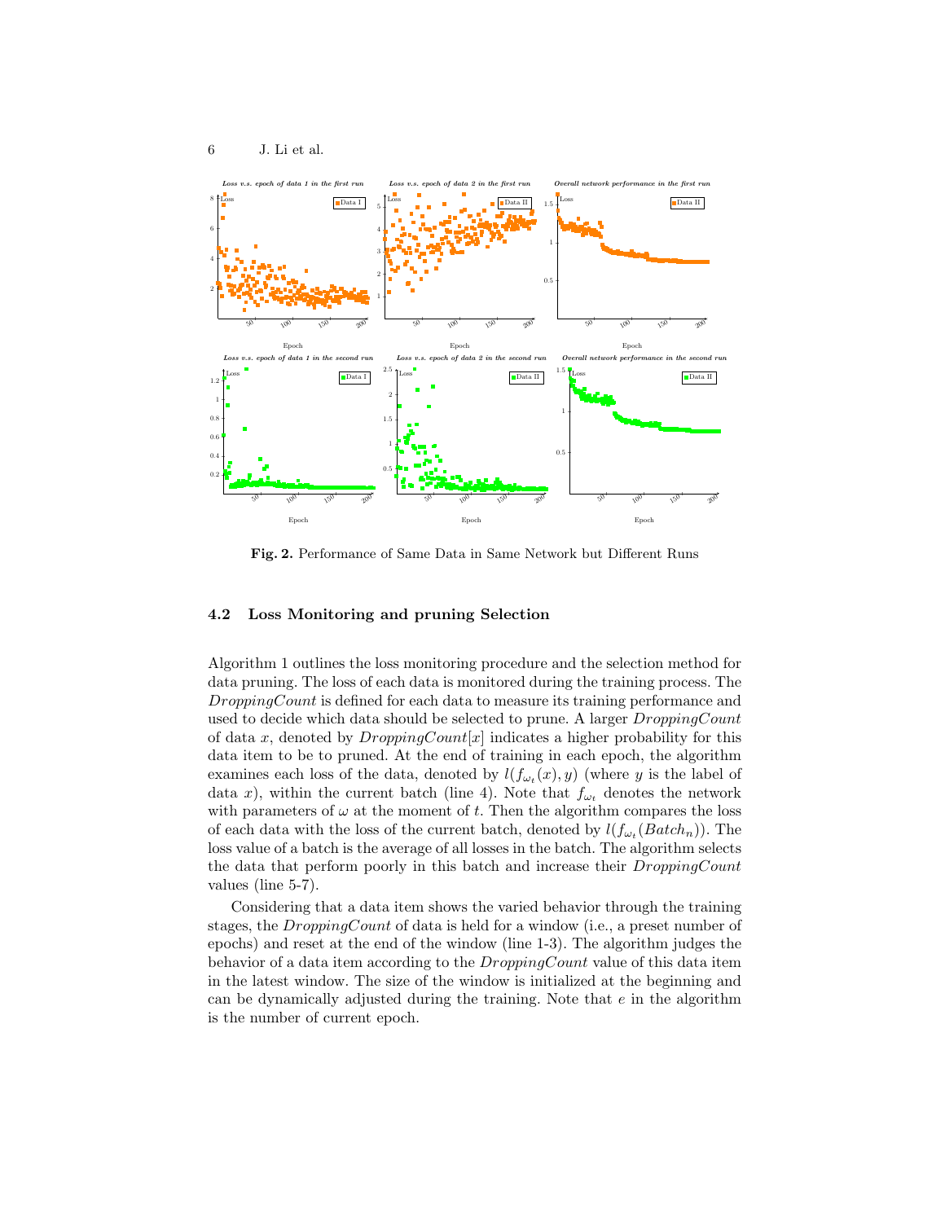**Fig. 2.** Performance of Same Data in Same Network but Different Runs

### 4.2 Loss Monitoring and pruning Selection

Algorithm 1 outlines the loss monitoring procedure and the selection method for data pruning. The loss of each data is monitored during the training process. The $DroppingCount$ is defined for each data to measure its training performance and used to decide which data should be selected to prune. A larger $DroppingCount$ of data $x$, denoted by $DroppingCount[x]$ indicates a higher probability for this data item to be to pruned. At the end of training in each epoch, the algorithm examines each loss of the data, denoted by $l(f_{\omega_t}(x), y)$ (where $y$ is the label of data $x$), within the current batch (line 4). Note that $f_{\omega_t}$ denotes the network with parameters of $\omega$ at the moment of $t$. Then the algorithm compares the loss of each data with the loss of the current batch, denoted by $l(f_{\omega_t}(Batch_n))$. The loss value of a batch is the average of all losses in the batch. The algorithm selects the data that perform poorly in this batch and increase their $DroppingCount$ values (line 5-7).

Considering that a data item shows the varied behavior through the training stages, the $DroppingCount$ of data is held for a window (i.e., a preset number of epochs) and reset at the end of the window (line 1-3). The algorithm judges the behavior of a data item according to the $DroppingCount$ value of this data item in the latest window. The size of the window is initialized at the beginning and can be dynamically adjusted during the training. Note that $e$ in the algorithm is the number of current epoch.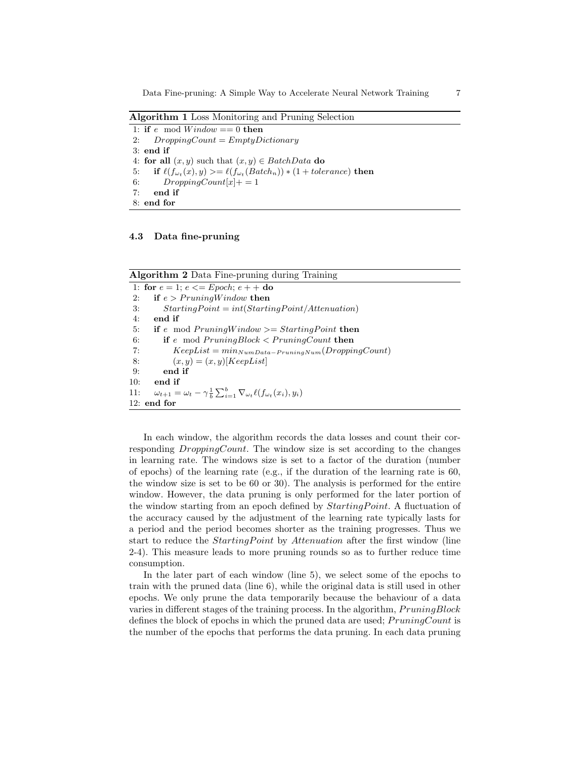**Algorithm 1** Loss Monitoring and Pruning Selection

```
1: if e mod Window == 0 then
2:     DroppingCount = EmptyDictionary
3: end if
4: for all (x, y) such that (x, y) ∈ BatchData do
5:     if ℓ(f_ωt(x), y) >= ℓ(f_ωt(Batch_n)) * (1 + tolerance) then
6:         DroppingCount[x]+ = 1
7:     end if
8: end for
```

### 4.3 Data fine-pruning

**Algorithm 2** Data Fine-pruning during Training

```
1: for e = 1; e <= Epoch; e + + do
2:     if e > PruningWindow then
3:         StartingPoint = int(StartingPoint/Attenuation)
4:     end if
5:     if e mod PruningWindow >= StartingPoint then
6:         if e mod PruningBlock < PruningCount then
7:             KeepList = min_{NumData−PruningNum}(DroppingCount)
8:             (x, y) = (x, y)[KeepList]
9:         end if
10:    end if
11:    ω_{t+1} = ω_t − γ (1/b) Σ_{i=1}^{b} ∇_{ω_t} ℓ(f_{ω_t}(x_i), y_i)
12: end for
```

In each window, the algorithm records the data losses and count their corresponding *DroppingCount*. The window size is set according to the changes in learning rate. The windows size is set to a factor of the duration (number of epochs) of the learning rate (e.g., if the duration of the learning rate is 60, the window size is set to be 60 or 30). The analysis is performed for the entire window. However, the data pruning is only performed for the later portion of the window starting from an epoch defined by *StartingPoint*. A fluctuation of the accuracy caused by the adjustment of the learning rate typically lasts for a period and the period becomes shorter as the training progresses. Thus we start to reduce the *StartingPoint* by *Attenuation* after the first window (line 2-4). This measure leads to more pruning rounds so as to further reduce time consumption.

In the later part of each window (line 5), we select some of the epochs to train with the pruned data (line 6), while the original data is still used in other epochs. We only prune the data temporarily because the behaviour of a data varies in different stages of the training process. In the algorithm, *PruningBlock* defines the block of epochs in which the pruned data are used; *PruningCount* is the number of the epochs that performs the data pruning. In each data pruning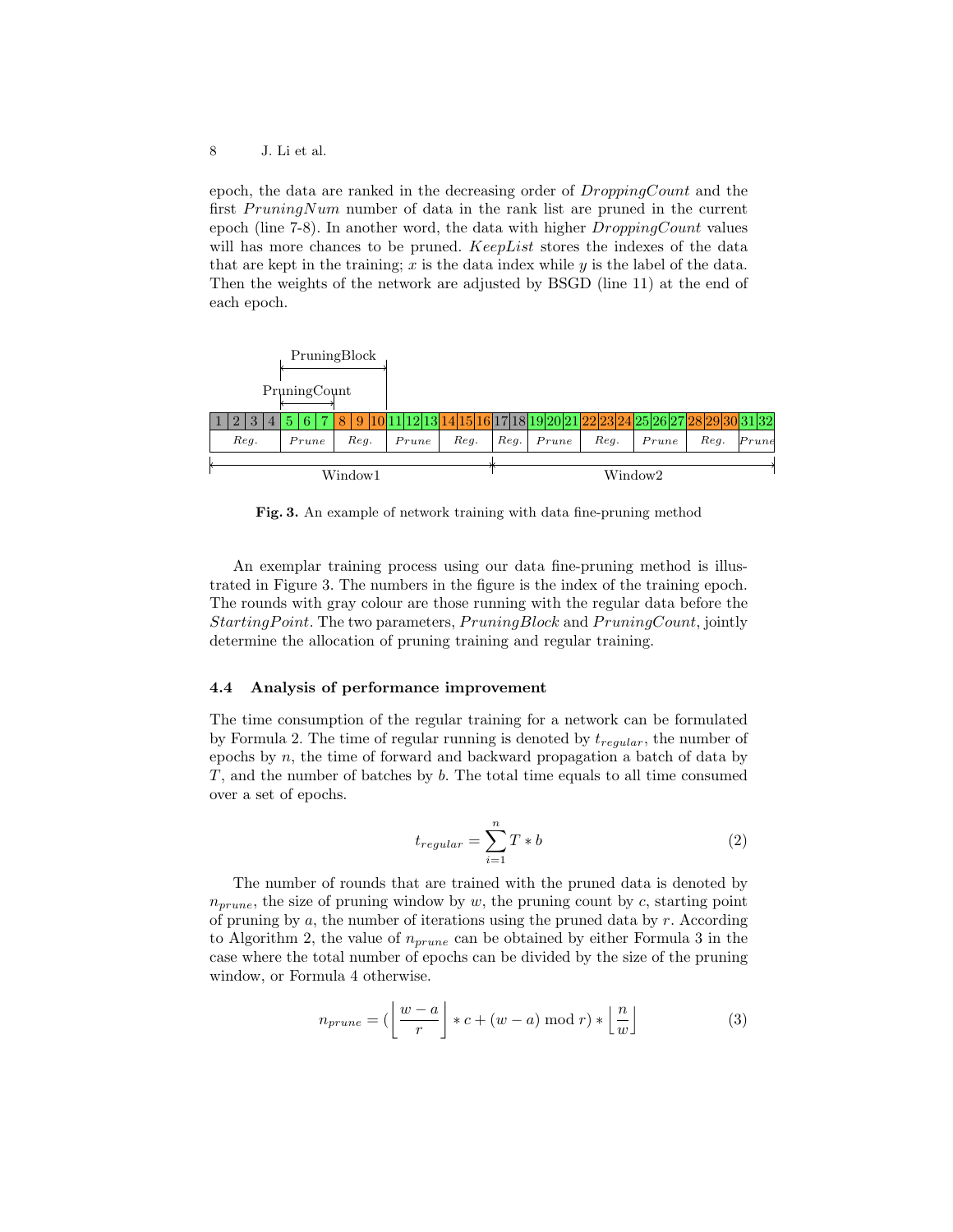epoch, the data are ranked in the decreasing order of *DroppingCount* and the first *PruningNum* number of data in the rank list are pruned in the current epoch (line 7-8). In another word, the data with higher *DroppingCount* values will has more chances to be pruned. *KeepList* stores the indexes of the data that are kept in the training; $x$ is the data index while $y$ is the label of the data. Then the weights of the network are adjusted by BSGD (line 11) at the end of each epoch.

| 1 | 2 | 3 | 4 | 5 | 6 | 7 | 8 | 9 | 10 | 11 | 12 | 13 | 14 | 15 | 16 | 17 | 18 | 19 | 20 | 21 | 22 | 23 | 24 | 25 | 26 | 27 | 28 | 29 | 30 | 31 | 32 |
|---|---|---|---|---|---|---|---|---|---|---|---|---|---|---|---|---|---|---|---|---|---|---|---|---|---|---|---|---|---|---|---|
| Reg. | | | | Prune | | | Reg. | | | Prune | | | Reg. | | | Reg. | | Prune | | | Reg. | | | Prune | | | Reg. | | | Prune | |

PruningBlock; PruningCount; Window1; Window2

**Fig. 3.** An example of network training with data fine-pruning method

An exemplar training process using our data fine-pruning method is illustrated in Figure 3. The numbers in the figure is the index of the training epoch. The rounds with gray colour are those running with the regular data before the *StartingPoint*. The two parameters, *PruningBlock* and *PruningCount*, jointly determine the allocation of pruning training and regular training.

### 4.4 Analysis of performance improvement

The time consumption of the regular training for a network can be formulated by Formula 2. The time of regular running is denoted by $t_{regular}$, the number of epochs by $n$, the time of forward and backward propagation a batch of data by $T$, and the number of batches by $b$. The total time equals to all time consumed over a set of epochs.

$$t_{regular} = \sum_{i=1}^{n} T * b \tag{2}$$

The number of rounds that are trained with the pruned data is denoted by $n_{prune}$, the size of pruning window by $w$, the pruning count by $c$, starting point of pruning by $a$, the number of iterations using the pruned data by $r$. According to Algorithm 2, the value of $n_{prune}$ can be obtained by either Formula 3 in the case where the total number of epochs can be divided by the size of the pruning window, or Formula 4 otherwise.

$$n_{prune} = (\left\lfloor \frac{w-a}{r} \right\rfloor * c + (w-a) \bmod r) * \left\lfloor \frac{n}{w} \right\rfloor \tag{3}$$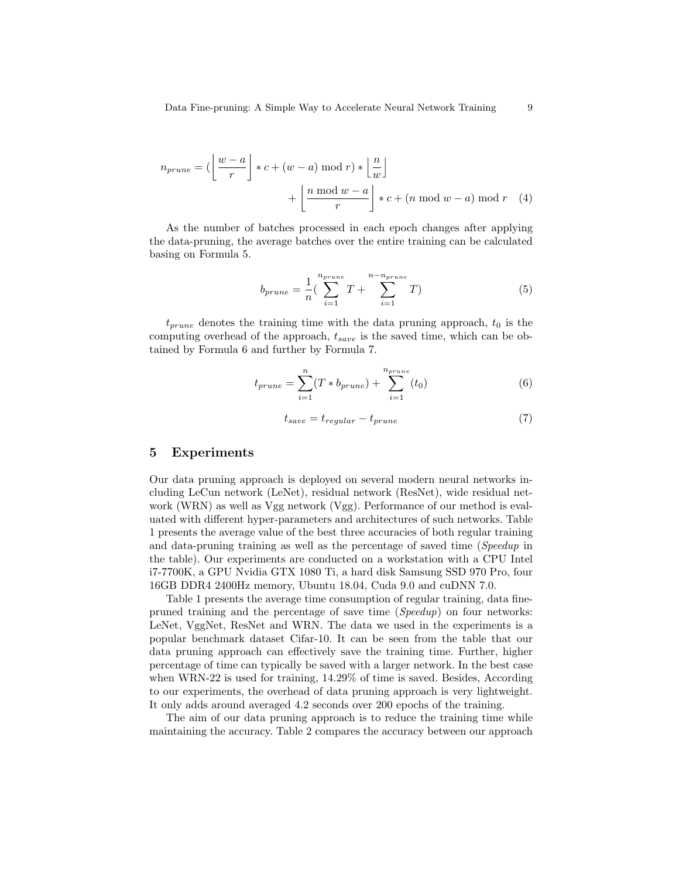$$n_{prune} = (\left\lfloor \frac{w-a}{r} \right\rfloor * c + (w-a) \bmod r) * \left\lfloor \frac{n}{w} \right\rfloor + \left\lfloor \frac{n \bmod w - a}{r} \right\rfloor * c + (n \bmod w - a) \bmod r \quad (4)$$

As the number of batches processed in each epoch changes after applying the data-pruning, the average batches over the entire training can be calculated basing on Formula 5.

$$b_{prune} = \frac{1}{n}(\sum_{i=1}^{n_{prune}} T + \sum_{i=1}^{n-n_{prune}} T) \quad (5)$$

$t_{prune}$ denotes the training time with the data pruning approach, $t_0$ is the computing overhead of the approach, $t_{save}$ is the saved time, which can be obtained by Formula 6 and further by Formula 7.

$$t_{prune} = \sum_{i=1}^{n}(T * b_{prune}) + \sum_{i=1}^{n_{prune}}(t_0) \quad (6)$$

$$t_{save} = t_{regular} - t_{prune} \quad (7)$$

## 5 Experiments

Our data pruning approach is deployed on several modern neural networks including LeCun network (LeNet), residual network (ResNet), wide residual network (WRN) as well as Vgg network (Vgg). Performance of our method is evaluated with different hyper-parameters and architectures of such networks. Table 1 presents the average value of the best three accuracies of both regular training and data-pruning training as well as the percentage of saved time (*Speedup* in the table). Our experiments are conducted on a workstation with a CPU Intel i7-7700K, a GPU Nvidia GTX 1080 Ti, a hard disk Samsung SSD 970 Pro, four 16GB DDR4 2400Hz memory, Ubuntu 18.04, Cuda 9.0 and cuDNN 7.0.

Table 1 presents the average time consumption of regular training, data fine-pruned training and the percentage of save time (*Speedup*) on four networks: LeNet, VggNet, ResNet and WRN. The data we used in the experiments is a popular benchmark dataset Cifar-10. It can be seen from the table that our data pruning approach can effectively save the training time. Further, higher percentage of time can typically be saved with a larger network. In the best case when WRN-22 is used for training, 14.29% of time is saved. Besides, According to our experiments, the overhead of data pruning approach is very lightweight. It only adds around averaged 4.2 seconds over 200 epochs of the training.

The aim of our data pruning approach is to reduce the training time while maintaining the accuracy. Table 2 compares the accuracy between our approach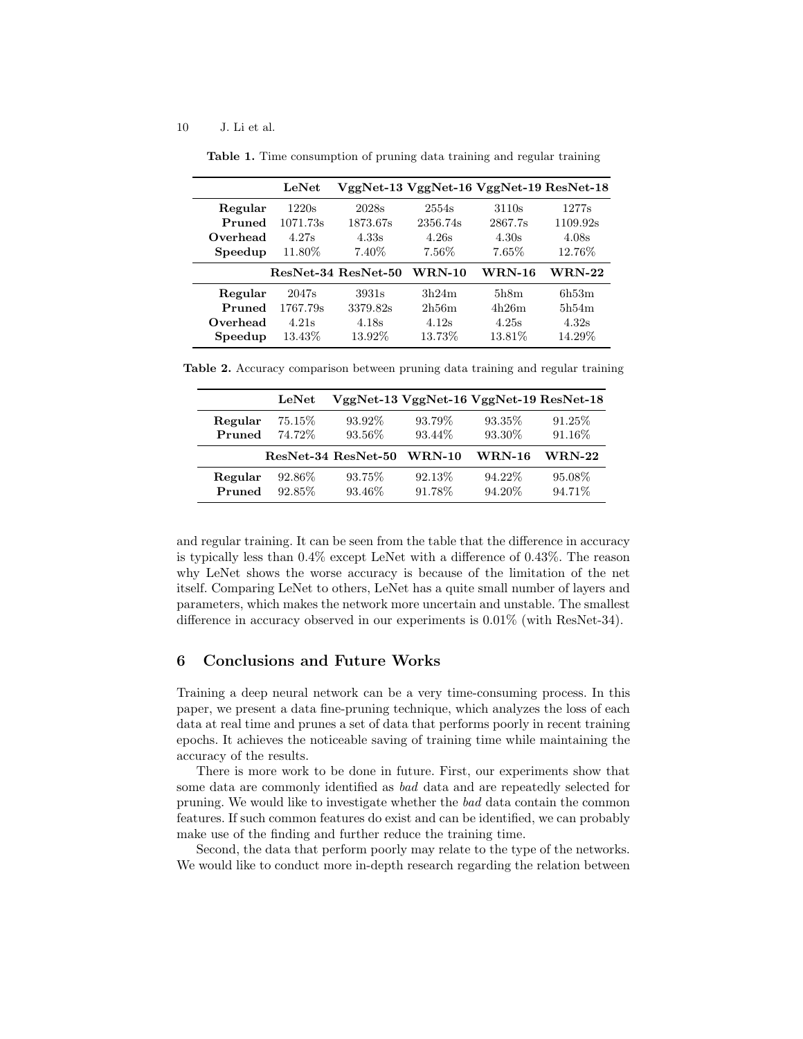**Table 1.** Time consumption of pruning data training and regular training

| | LeNet | VggNet-13 | VggNet-16 | VggNet-19 | ResNet-18 |
|---|---|---|---|---|---|
| **Regular** | 1220s | 2028s | 2554s | 3110s | 1277s |
| **Pruned** | 1071.73s | 1873.67s | 2356.74s | 2867.7s | 1109.92s |
| **Overhead** | 4.27s | 4.33s | 4.26s | 4.30s | 4.08s |
| **Speedup** | 11.80% | 7.40% | 7.56% | 7.65% | 12.76% |
| | **ResNet-34** | **ResNet-50** | **WRN-10** | **WRN-16** | **WRN-22** |
| **Regular** | 2047s | 3931s | 3h24m | 5h8m | 6h53m |
| **Pruned** | 1767.79s | 3379.82s | 2h56m | 4h26m | 5h54m |
| **Overhead** | 4.21s | 4.18s | 4.12s | 4.25s | 4.32s |
| **Speedup** | 13.43% | 13.92% | 13.73% | 13.81% | 14.29% |

**Table 2.** Accuracy comparison between pruning data training and regular training

| | LeNet | VggNet-13 | VggNet-16 | VggNet-19 | ResNet-18 |
|---|---|---|---|---|---|
| **Regular** | 75.15% | 93.92% | 93.79% | 93.35% | 91.25% |
| **Pruned** | 74.72% | 93.56% | 93.44% | 93.30% | 91.16% |
| | **ResNet-34** | **ResNet-50** | **WRN-10** | **WRN-16** | **WRN-22** |
| **Regular** | 92.86% | 93.75% | 92.13% | 94.22% | 95.08% |
| **Pruned** | 92.85% | 93.46% | 91.78% | 94.20% | 94.71% |

and regular training. It can be seen from the table that the difference in accuracy is typically less than 0.4% except LeNet with a difference of 0.43%. The reason why LeNet shows the worse accuracy is because of the limitation of the net itself. Comparing LeNet to others, LeNet has a quite small number of layers and parameters, which makes the network more uncertain and unstable. The smallest difference in accuracy observed in our experiments is 0.01% (with ResNet-34).

## 6 Conclusions and Future Works

Training a deep neural network can be a very time-consuming process. In this paper, we present a data fine-pruning technique, which analyzes the loss of each data at real time and prunes a set of data that performs poorly in recent training epochs. It achieves the noticeable saving of training time while maintaining the accuracy of the results.

There is more work to be done in future. First, our experiments show that some data are commonly identified as *bad* data and are repeatedly selected for pruning. We would like to investigate whether the *bad* data contain the common features. If such common features do exist and can be identified, we can probably make use of the finding and further reduce the training time.

Second, the data that perform poorly may relate to the type of the networks. We would like to conduct more in-depth research regarding the relation between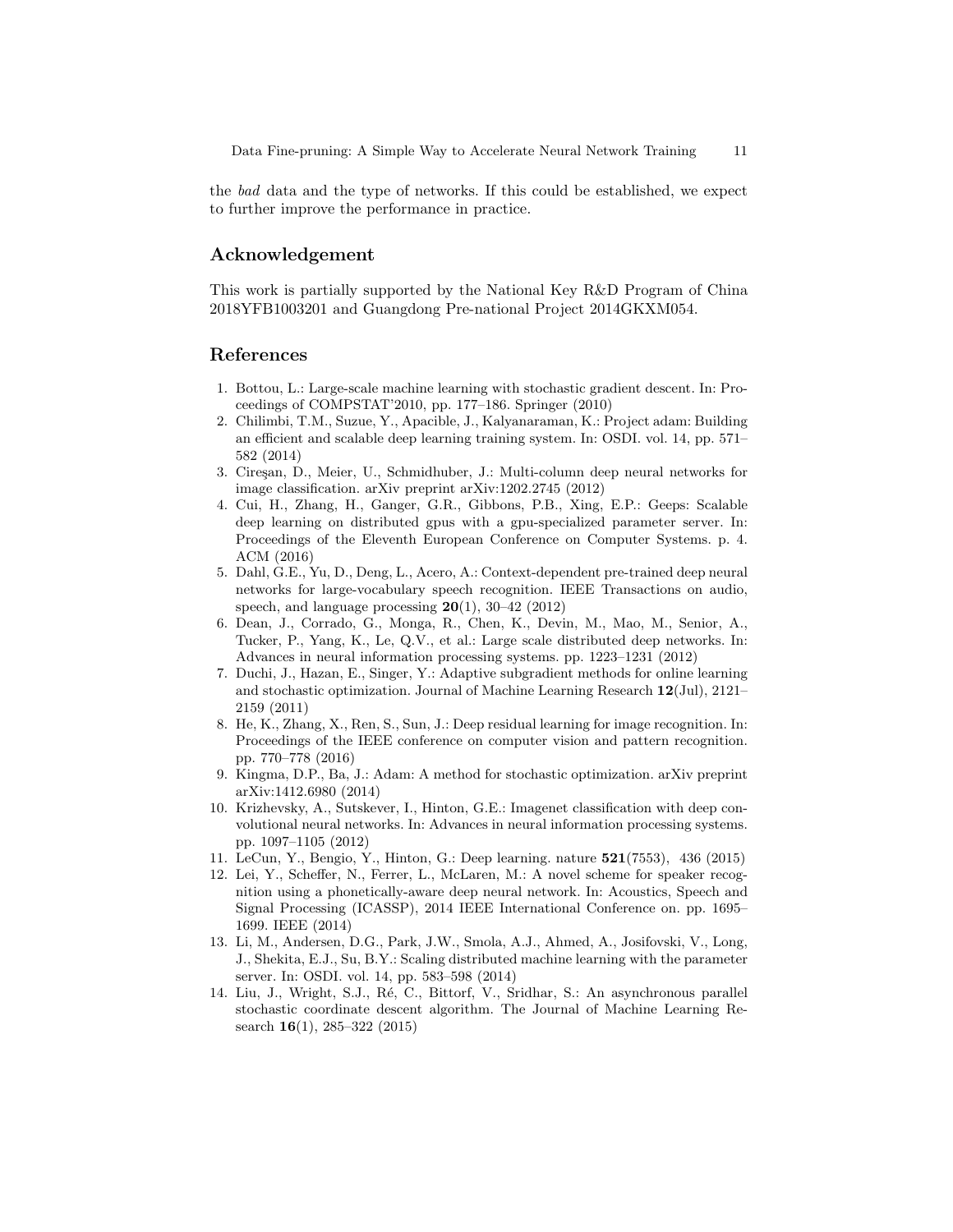the *bad* data and the type of networks. If this could be established, we expect to further improve the performance in practice.

## Acknowledgement

This work is partially supported by the National Key R&D Program of China 2018YFB1003201 and Guangdong Pre-national Project 2014GKXM054.

## References

1. Bottou, L.: Large-scale machine learning with stochastic gradient descent. In: Proceedings of COMPSTAT'2010, pp. 177–186. Springer (2010)
2. Chilimbi, T.M., Suzue, Y., Apacible, J., Kalyanaraman, K.: Project adam: Building an efficient and scalable deep learning training system. In: OSDI. vol. 14, pp. 571–582 (2014)
3. Cireşan, D., Meier, U., Schmidhuber, J.: Multi-column deep neural networks for image classification. arXiv preprint arXiv:1202.2745 (2012)
4. Cui, H., Zhang, H., Ganger, G.R., Gibbons, P.B., Xing, E.P.: Geeps: Scalable deep learning on distributed gpus with a gpu-specialized parameter server. In: Proceedings of the Eleventh European Conference on Computer Systems. p. 4. ACM (2016)
5. Dahl, G.E., Yu, D., Deng, L., Acero, A.: Context-dependent pre-trained deep neural networks for large-vocabulary speech recognition. IEEE Transactions on audio, speech, and language processing **20**(1), 30–42 (2012)
6. Dean, J., Corrado, G., Monga, R., Chen, K., Devin, M., Mao, M., Senior, A., Tucker, P., Yang, K., Le, Q.V., et al.: Large scale distributed deep networks. In: Advances in neural information processing systems. pp. 1223–1231 (2012)
7. Duchi, J., Hazan, E., Singer, Y.: Adaptive subgradient methods for online learning and stochastic optimization. Journal of Machine Learning Research **12**(Jul), 2121–2159 (2011)
8. He, K., Zhang, X., Ren, S., Sun, J.: Deep residual learning for image recognition. In: Proceedings of the IEEE conference on computer vision and pattern recognition. pp. 770–778 (2016)
9. Kingma, D.P., Ba, J.: Adam: A method for stochastic optimization. arXiv preprint arXiv:1412.6980 (2014)
10. Krizhevsky, A., Sutskever, I., Hinton, G.E.: Imagenet classification with deep convolutional neural networks. In: Advances in neural information processing systems. pp. 1097–1105 (2012)
11. LeCun, Y., Bengio, Y., Hinton, G.: Deep learning. nature **521**(7553), 436 (2015)
12. Lei, Y., Scheffer, N., Ferrer, L., McLaren, M.: A novel scheme for speaker recognition using a phonetically-aware deep neural network. In: Acoustics, Speech and Signal Processing (ICASSP), 2014 IEEE International Conference on. pp. 1695–1699. IEEE (2014)
13. Li, M., Andersen, D.G., Park, J.W., Smola, A.J., Ahmed, A., Josifovski, V., Long, J., Shekita, E.J., Su, B.Y.: Scaling distributed machine learning with the parameter server. In: OSDI. vol. 14, pp. 583–598 (2014)
14. Liu, J., Wright, S.J., Ré, C., Bittorf, V., Sridhar, S.: An asynchronous parallel stochastic coordinate descent algorithm. The Journal of Machine Learning Research **16**(1), 285–322 (2015)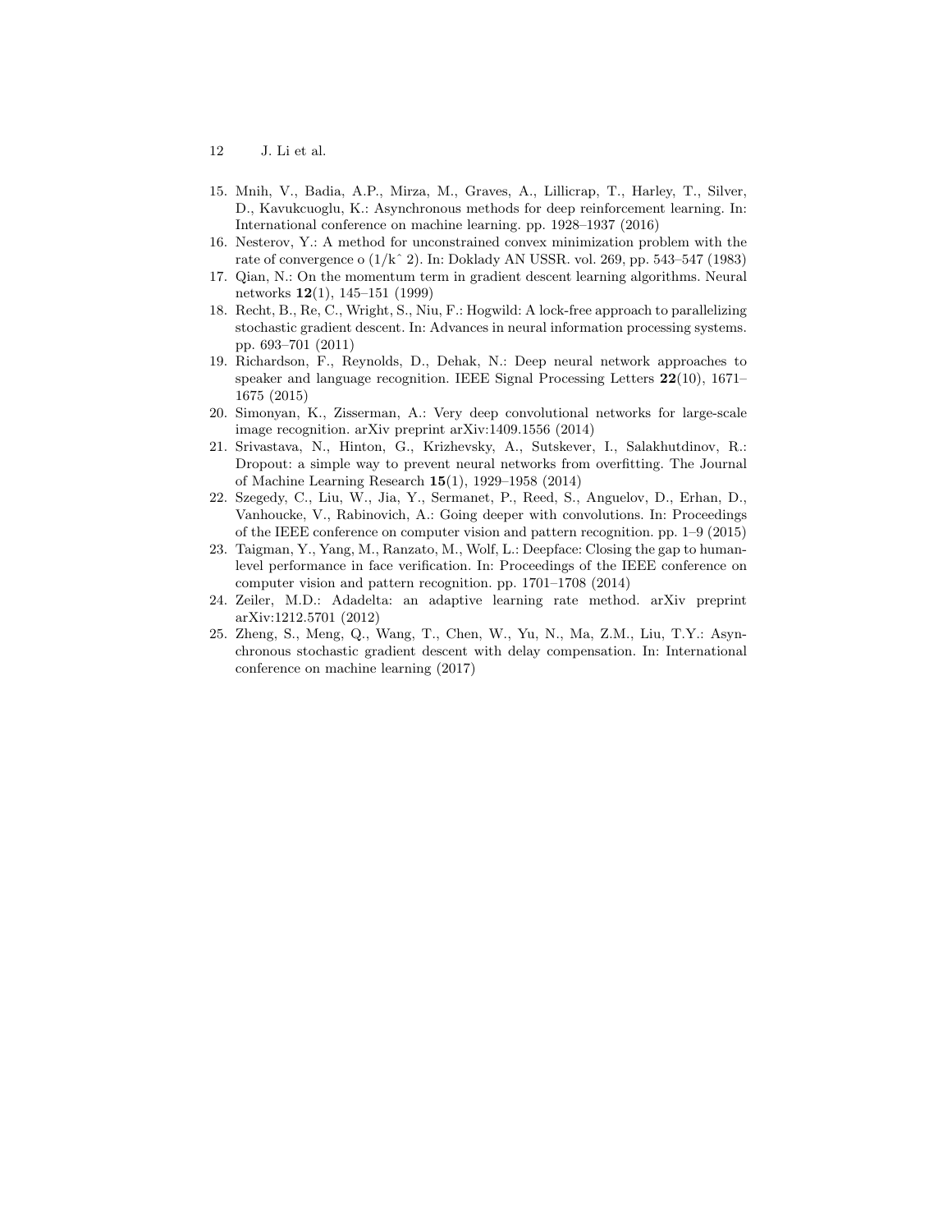15. Mnih, V., Badia, A.P., Mirza, M., Graves, A., Lillicrap, T., Harley, T., Silver, D., Kavukcuoglu, K.: Asynchronous methods for deep reinforcement learning. In: International conference on machine learning. pp. 1928–1937 (2016)
16. Nesterov, Y.: A method for unconstrained convex minimization problem with the rate of convergence o (1/kˆ 2). In: Doklady AN USSR. vol. 269, pp. 543–547 (1983)
17. Qian, N.: On the momentum term in gradient descent learning algorithms. Neural networks **12**(1), 145–151 (1999)
18. Recht, B., Re, C., Wright, S., Niu, F.: Hogwild: A lock-free approach to parallelizing stochastic gradient descent. In: Advances in neural information processing systems. pp. 693–701 (2011)
19. Richardson, F., Reynolds, D., Dehak, N.: Deep neural network approaches to speaker and language recognition. IEEE Signal Processing Letters **22**(10), 1671–1675 (2015)
20. Simonyan, K., Zisserman, A.: Very deep convolutional networks for large-scale image recognition. arXiv preprint arXiv:1409.1556 (2014)
21. Srivastava, N., Hinton, G., Krizhevsky, A., Sutskever, I., Salakhutdinov, R.: Dropout: a simple way to prevent neural networks from overfitting. The Journal of Machine Learning Research **15**(1), 1929–1958 (2014)
22. Szegedy, C., Liu, W., Jia, Y., Sermanet, P., Reed, S., Anguelov, D., Erhan, D., Vanhoucke, V., Rabinovich, A.: Going deeper with convolutions. In: Proceedings of the IEEE conference on computer vision and pattern recognition. pp. 1–9 (2015)
23. Taigman, Y., Yang, M., Ranzato, M., Wolf, L.: Deepface: Closing the gap to human-level performance in face verification. In: Proceedings of the IEEE conference on computer vision and pattern recognition. pp. 1701–1708 (2014)
24. Zeiler, M.D.: Adadelta: an adaptive learning rate method. arXiv preprint arXiv:1212.5701 (2012)
25. Zheng, S., Meng, Q., Wang, T., Chen, W., Yu, N., Ma, Z.M., Liu, T.Y.: Asynchronous stochastic gradient descent with delay compensation. In: International conference on machine learning (2017)